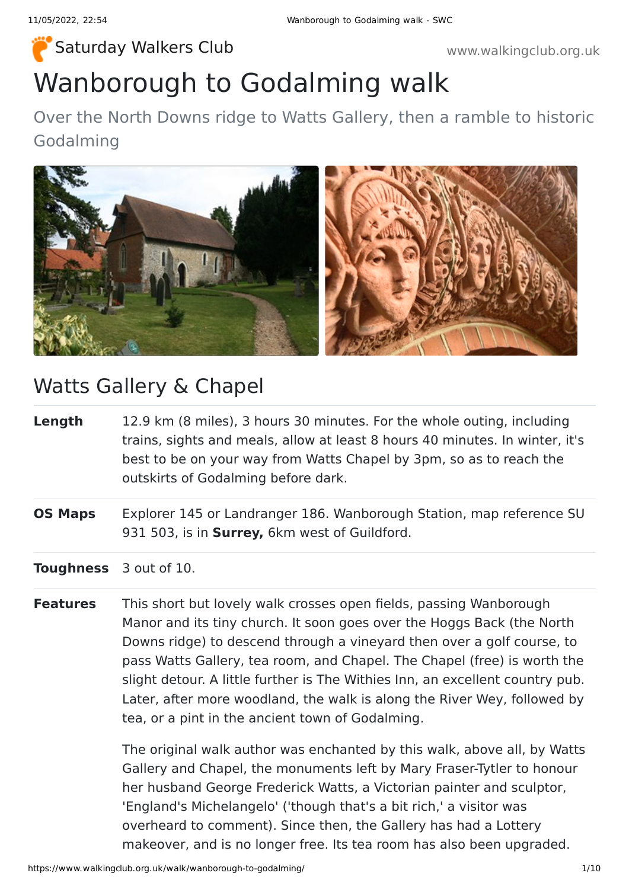Saturday Walkers Club

www.walkingclub.org.uk

# Wanborough to Godalming walk

Over the North Downs ridge to Watts Gallery, then a ramble to historic Godalming

## Watts Gallery & Chapel

| | |
|---|---|
| **Length** | 12.9 km (8 miles), 3 hours 30 minutes. For the whole outing, including trains, sights and meals, allow at least 8 hours 40 minutes. In winter, it's best to be on your way from Watts Chapel by 3pm, so as to reach the outskirts of Godalming before dark. |
| **OS Maps** | Explorer 145 or Landranger 186. Wanborough Station, map reference SU 931 503, is in **Surrey,** 6km west of Guildford. |
| **Toughness** | 3 out of 10. |
| **Features** | This short but lovely walk crosses open fields, passing Wanborough Manor and its tiny church. It soon goes over the Hoggs Back (the North Downs ridge) to descend through a vineyard then over a golf course, to pass Watts Gallery, tea room, and Chapel. The Chapel (free) is worth the slight detour. A little further is The Withies Inn, an excellent country pub. Later, after more woodland, the walk is along the River Wey, followed by tea, or a pint in the ancient town of Godalming.<br><br>The original walk author was enchanted by this walk, above all, by Watts Gallery and Chapel, the monuments left by Mary Fraser-Tytler to honour her husband George Frederick Watts, a Victorian painter and sculptor, 'England's Michelangelo' ('though that's a bit rich,' a visitor was overheard to comment). Since then, the Gallery has had a Lottery makeover, and is no longer free. Its tea room has also been upgraded. |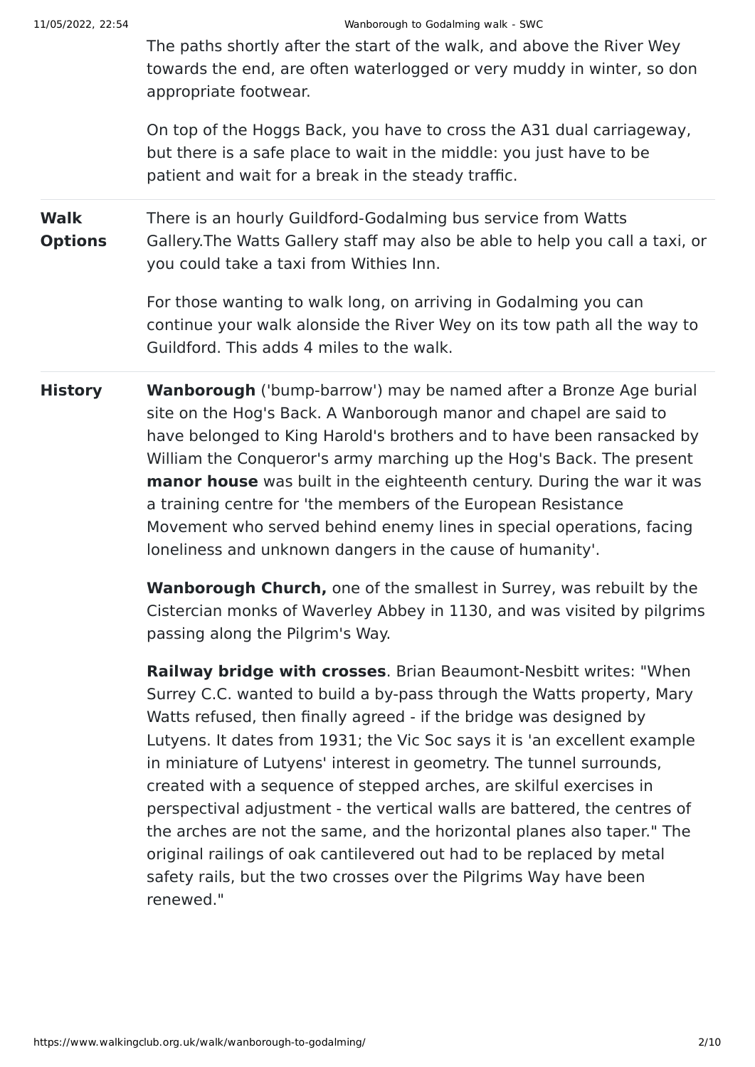The paths shortly after the start of the walk, and above the River Wey towards the end, are often waterlogged or very muddy in winter, so don appropriate footwear.

On top of the Hoggs Back, you have to cross the A31 dual carriageway, but there is a safe place to wait in the middle: you just have to be patient and wait for a break in the steady traffic.

**Walk Options**

There is an hourly Guildford-Godalming bus service from Watts Gallery.The Watts Gallery staff may also be able to help you call a taxi, or you could take a taxi from Withies Inn.

For those wanting to walk long, on arriving in Godalming you can continue your walk alonside the River Wey on its tow path all the way to Guildford. This adds 4 miles to the walk.

**History**

**Wanborough** ('bump-barrow') may be named after a Bronze Age burial site on the Hog's Back. A Wanborough manor and chapel are said to have belonged to King Harold's brothers and to have been ransacked by William the Conqueror's army marching up the Hog's Back. The present **manor house** was built in the eighteenth century. During the war it was a training centre for 'the members of the European Resistance Movement who served behind enemy lines in special operations, facing loneliness and unknown dangers in the cause of humanity'.

**Wanborough Church,** one of the smallest in Surrey, was rebuilt by the Cistercian monks of Waverley Abbey in 1130, and was visited by pilgrims passing along the Pilgrim's Way.

**Railway bridge with crosses**. Brian Beaumont-Nesbitt writes: "When Surrey C.C. wanted to build a by-pass through the Watts property, Mary Watts refused, then finally agreed - if the bridge was designed by Lutyens. It dates from 1931; the Vic Soc says it is 'an excellent example in miniature of Lutyens' interest in geometry. The tunnel surrounds, created with a sequence of stepped arches, are skilful exercises in perspectival adjustment - the vertical walls are battered, the centres of the arches are not the same, and the horizontal planes also taper." The original railings of oak cantilevered out had to be replaced by metal safety rails, but the two crosses over the Pilgrims Way have been renewed."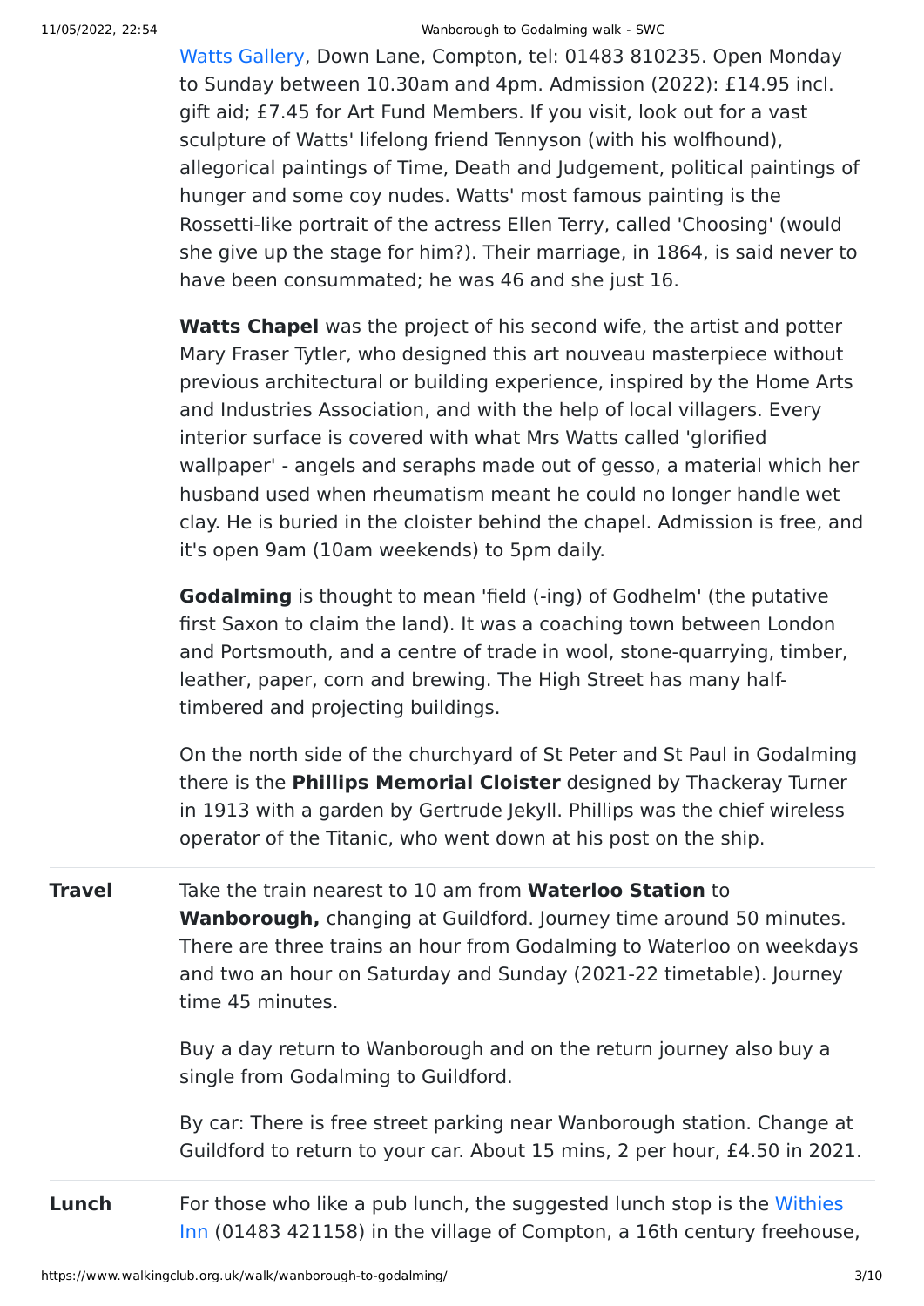Watts Gallery, Down Lane, Compton, tel: 01483 810235. Open Monday to Sunday between 10.30am and 4pm. Admission (2022): £14.95 incl. gift aid; £7.45 for Art Fund Members. If you visit, look out for a vast sculpture of Watts' lifelong friend Tennyson (with his wolfhound), allegorical paintings of Time, Death and Judgement, political paintings of hunger and some coy nudes. Watts' most famous painting is the Rossetti-like portrait of the actress Ellen Terry, called 'Choosing' (would she give up the stage for him?). Their marriage, in 1864, is said never to have been consummated; he was 46 and she just 16.

**Watts Chapel** was the project of his second wife, the artist and potter Mary Fraser Tytler, who designed this art nouveau masterpiece without previous architectural or building experience, inspired by the Home Arts and Industries Association, and with the help of local villagers. Every interior surface is covered with what Mrs Watts called 'glorified wallpaper' - angels and seraphs made out of gesso, a material which her husband used when rheumatism meant he could no longer handle wet clay. He is buried in the cloister behind the chapel. Admission is free, and it's open 9am (10am weekends) to 5pm daily.

**Godalming** is thought to mean 'field (-ing) of Godhelm' (the putative first Saxon to claim the land). It was a coaching town between London and Portsmouth, and a centre of trade in wool, stone-quarrying, timber, leather, paper, corn and brewing. The High Street has many half-timbered and projecting buildings.

On the north side of the churchyard of St Peter and St Paul in Godalming there is the **Phillips Memorial Cloister** designed by Thackeray Turner in 1913 with a garden by Gertrude Jekyll. Phillips was the chief wireless operator of the Titanic, who went down at his post on the ship.

**Travel**

Take the train nearest to 10 am from **Waterloo Station** to **Wanborough,** changing at Guildford. Journey time around 50 minutes. There are three trains an hour from Godalming to Waterloo on weekdays and two an hour on Saturday and Sunday (2021-22 timetable). Journey time 45 minutes.

Buy a day return to Wanborough and on the return journey also buy a single from Godalming to Guildford.

By car: There is free street parking near Wanborough station. Change at Guildford to return to your car. About 15 mins, 2 per hour, £4.50 in 2021.

**Lunch**

For those who like a pub lunch, the suggested lunch stop is the Withies Inn (01483 421158) in the village of Compton, a 16th century freehouse,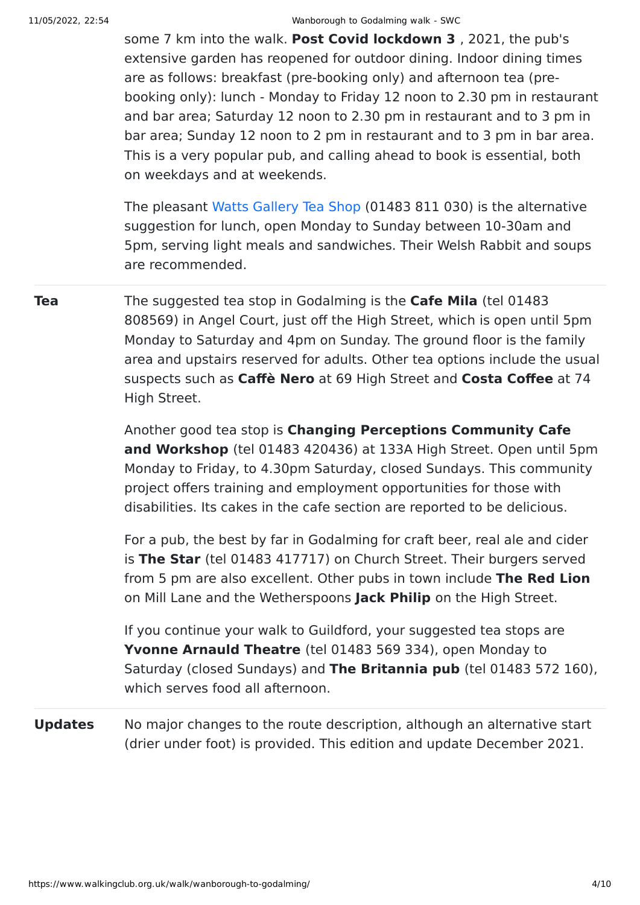some 7 km into the walk. **Post Covid lockdown 3** , 2021, the pub's extensive garden has reopened for outdoor dining. Indoor dining times are as follows: breakfast (pre-booking only) and afternoon tea (pre-booking only): lunch - Monday to Friday 12 noon to 2.30 pm in restaurant and bar area; Saturday 12 noon to 2.30 pm in restaurant and to 3 pm in bar area; Sunday 12 noon to 2 pm in restaurant and to 3 pm in bar area. This is a very popular pub, and calling ahead to book is essential, both on weekdays and at weekends.

The pleasant Watts Gallery Tea Shop (01483 811 030) is the alternative suggestion for lunch, open Monday to Sunday between 10-30am and 5pm, serving light meals and sandwiches. Their Welsh Rabbit and soups are recommended.

**Tea**

The suggested tea stop in Godalming is the **Cafe Mila** (tel 01483 808569) in Angel Court, just off the High Street, which is open until 5pm Monday to Saturday and 4pm on Sunday. The ground floor is the family area and upstairs reserved for adults. Other tea options include the usual suspects such as **Caffè Nero** at 69 High Street and **Costa Coffee** at 74 High Street.

Another good tea stop is **Changing Perceptions Community Cafe and Workshop** (tel 01483 420436) at 133A High Street. Open until 5pm Monday to Friday, to 4.30pm Saturday, closed Sundays. This community project offers training and employment opportunities for those with disabilities. Its cakes in the cafe section are reported to be delicious.

For a pub, the best by far in Godalming for craft beer, real ale and cider is **The Star** (tel 01483 417717) on Church Street. Their burgers served from 5 pm are also excellent. Other pubs in town include **The Red Lion** on Mill Lane and the Wetherspoons **Jack Philip** on the High Street.

If you continue your walk to Guildford, your suggested tea stops are **Yvonne Arnauld Theatre** (tel 01483 569 334), open Monday to Saturday (closed Sundays) and **The Britannia pub** (tel 01483 572 160), which serves food all afternoon.

**Updates**

No major changes to the route description, although an alternative start (drier under foot) is provided. This edition and update December 2021.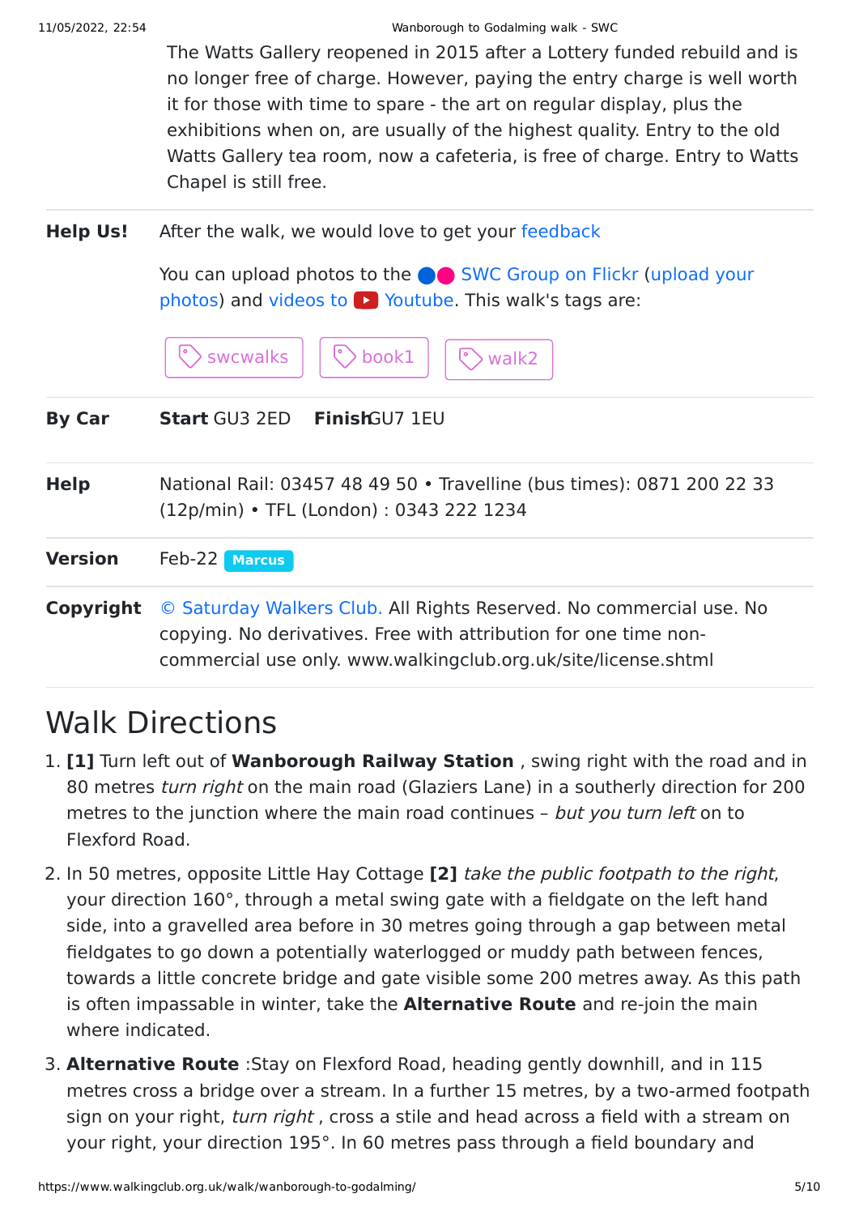The Watts Gallery reopened in 2015 after a Lottery funded rebuild and is no longer free of charge. However, paying the entry charge is well worth it for those with time to spare - the art on regular display, plus the exhibitions when on, are usually of the highest quality. Entry to the old Watts Gallery tea room, now a cafeteria, is free of charge. Entry to Watts Chapel is still free.

**Help Us!** After the walk, we would love to get your feedback

You can upload photos to the SWC Group on Flickr (upload your photos) and videos to Youtube. This walk's tags are:

swcwalks book1 walk2

**By Car** **Start** GU3 2ED **Finish** GU7 1EU

**Help** National Rail: 03457 48 49 50 • Travelline (bus times): 0871 200 22 33 (12p/min) • TFL (London) : 0343 222 1234

**Version** Feb-22 Marcus

**Copyright** © Saturday Walkers Club. All Rights Reserved. No commercial use. No copying. No derivatives. Free with attribution for one time non-commercial use only. www.walkingclub.org.uk/site/license.shtml

# Walk Directions

1. **[1]** Turn left out of **Wanborough Railway Station** , swing right with the road and in 80 metres *turn right* on the main road (Glaziers Lane) in a southerly direction for 200 metres to the junction where the main road continues – *but you turn left* on to Flexford Road.
2. In 50 metres, opposite Little Hay Cottage **[2]** *take the public footpath to the right*, your direction 160°, through a metal swing gate with a fieldgate on the left hand side, into a gravelled area before in 30 metres going through a gap between metal fieldgates to go down a potentially waterlogged or muddy path between fences, towards a little concrete bridge and gate visible some 200 metres away. As this path is often impassable in winter, take the **Alternative Route** and re-join the main where indicated.
3. **Alternative Route** :Stay on Flexford Road, heading gently downhill, and in 115 metres cross a bridge over a stream. In a further 15 metres, by a two-armed footpath sign on your right, *turn right* , cross a stile and head across a field with a stream on your right, your direction 195°. In 60 metres pass through a field boundary and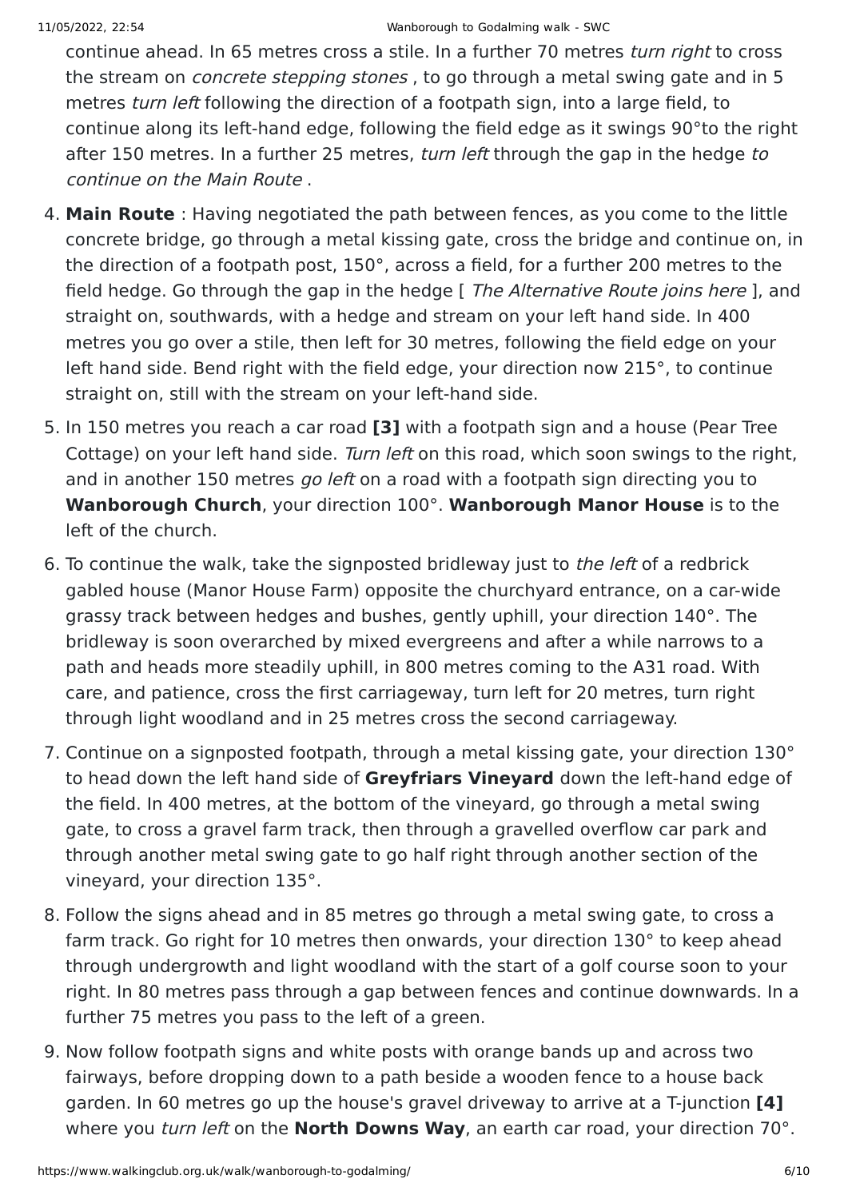continue ahead. In 65 metres cross a stile. In a further 70 metres *turn right* to cross the stream on *concrete stepping stones* , to go through a metal swing gate and in 5 metres *turn left* following the direction of a footpath sign, into a large field, to continue along its left-hand edge, following the field edge as it swings 90°to the right after 150 metres. In a further 25 metres, *turn left* through the gap in the hedge *to continue on the Main Route* .

4. **Main Route** : Having negotiated the path between fences, as you come to the little concrete bridge, go through a metal kissing gate, cross the bridge and continue on, in the direction of a footpath post, 150°, across a field, for a further 200 metres to the field hedge. Go through the gap in the hedge [ *The Alternative Route joins here* ], and straight on, southwards, with a hedge and stream on your left hand side. In 400 metres you go over a stile, then left for 30 metres, following the field edge on your left hand side. Bend right with the field edge, your direction now 215°, to continue straight on, still with the stream on your left-hand side.
5. In 150 metres you reach a car road **[3]** with a footpath sign and a house (Pear Tree Cottage) on your left hand side. *Turn left* on this road, which soon swings to the right, and in another 150 metres *go left* on a road with a footpath sign directing you to **Wanborough Church**, your direction 100°. **Wanborough Manor House** is to the left of the church.
6. To continue the walk, take the signposted bridleway just to *the left* of a redbrick gabled house (Manor House Farm) opposite the churchyard entrance, on a car-wide grassy track between hedges and bushes, gently uphill, your direction 140°. The bridleway is soon overarched by mixed evergreens and after a while narrows to a path and heads more steadily uphill, in 800 metres coming to the A31 road. With care, and patience, cross the first carriageway, turn left for 20 metres, turn right through light woodland and in 25 metres cross the second carriageway.
7. Continue on a signposted footpath, through a metal kissing gate, your direction 130° to head down the left hand side of **Greyfriars Vineyard** down the left-hand edge of the field. In 400 metres, at the bottom of the vineyard, go through a metal swing gate, to cross a gravel farm track, then through a gravelled overflow car park and through another metal swing gate to go half right through another section of the vineyard, your direction 135°.
8. Follow the signs ahead and in 85 metres go through a metal swing gate, to cross a farm track. Go right for 10 metres then onwards, your direction 130° to keep ahead through undergrowth and light woodland with the start of a golf course soon to your right. In 80 metres pass through a gap between fences and continue downwards. In a further 75 metres you pass to the left of a green.
9. Now follow footpath signs and white posts with orange bands up and across two fairways, before dropping down to a path beside a wooden fence to a house back garden. In 60 metres go up the house's gravel driveway to arrive at a T-junction **[4]** where you *turn left* on the **North Downs Way**, an earth car road, your direction 70°.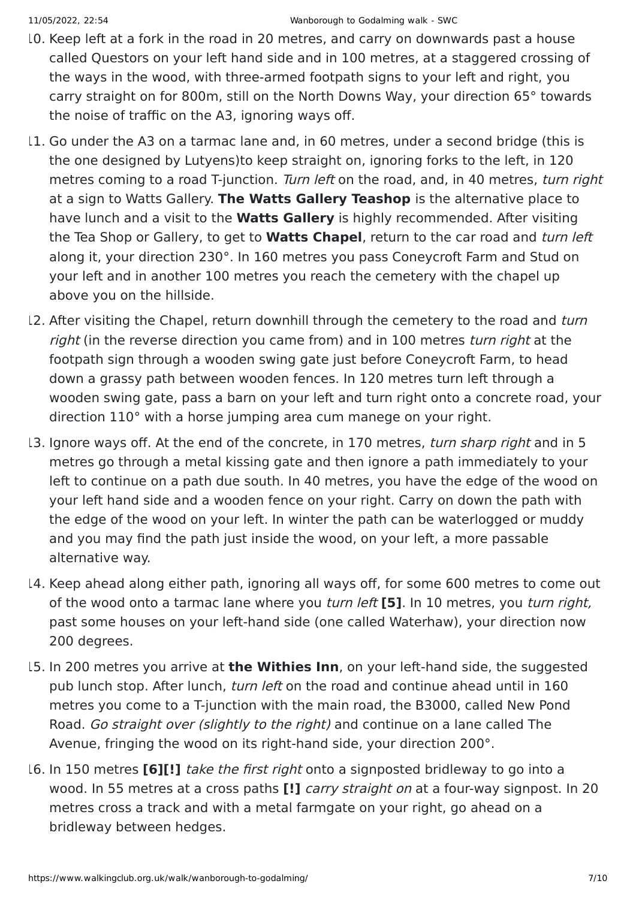10. Keep left at a fork in the road in 20 metres, and carry on downwards past a house called Questors on your left hand side and in 100 metres, at a staggered crossing of the ways in the wood, with three-armed footpath signs to your left and right, you carry straight on for 800m, still on the North Downs Way, your direction 65° towards the noise of traffic on the A3, ignoring ways off.
11. Go under the A3 on a tarmac lane and, in 60 metres, under a second bridge (this is the one designed by Lutyens)to keep straight on, ignoring forks to the left, in 120 metres coming to a road T-junction. *Turn left* on the road, and, in 40 metres, *turn right* at a sign to Watts Gallery. **The Watts Gallery Teashop** is the alternative place to have lunch and a visit to the **Watts Gallery** is highly recommended. After visiting the Tea Shop or Gallery, to get to **Watts Chapel**, return to the car road and *turn left* along it, your direction 230°. In 160 metres you pass Coneycroft Farm and Stud on your left and in another 100 metres you reach the cemetery with the chapel up above you on the hillside.
12. After visiting the Chapel, return downhill through the cemetery to the road and *turn right* (in the reverse direction you came from) and in 100 metres *turn right* at the footpath sign through a wooden swing gate just before Coneycroft Farm, to head down a grassy path between wooden fences. In 120 metres turn left through a wooden swing gate, pass a barn on your left and turn right onto a concrete road, your direction 110° with a horse jumping area cum manege on your right.
13. Ignore ways off. At the end of the concrete, in 170 metres, *turn sharp right* and in 5 metres go through a metal kissing gate and then ignore a path immediately to your left to continue on a path due south. In 40 metres, you have the edge of the wood on your left hand side and a wooden fence on your right. Carry on down the path with the edge of the wood on your left. In winter the path can be waterlogged or muddy and you may find the path just inside the wood, on your left, a more passable alternative way.
14. Keep ahead along either path, ignoring all ways off, for some 600 metres to come out of the wood onto a tarmac lane where you *turn left* **[5]**. In 10 metres, you *turn right,* past some houses on your left-hand side (one called Waterhaw), your direction now 200 degrees.
15. In 200 metres you arrive at **the Withies Inn**, on your left-hand side, the suggested pub lunch stop. After lunch, *turn left* on the road and continue ahead until in 160 metres you come to a T-junction with the main road, the B3000, called New Pond Road. *Go straight over (slightly to the right)* and continue on a lane called The Avenue, fringing the wood on its right-hand side, your direction 200°.
16. In 150 metres **[6][!]** *take the first right* onto a signposted bridleway to go into a wood. In 55 metres at a cross paths **[!]** *carry straight on* at a four-way signpost. In 20 metres cross a track and with a metal farmgate on your right, go ahead on a bridleway between hedges.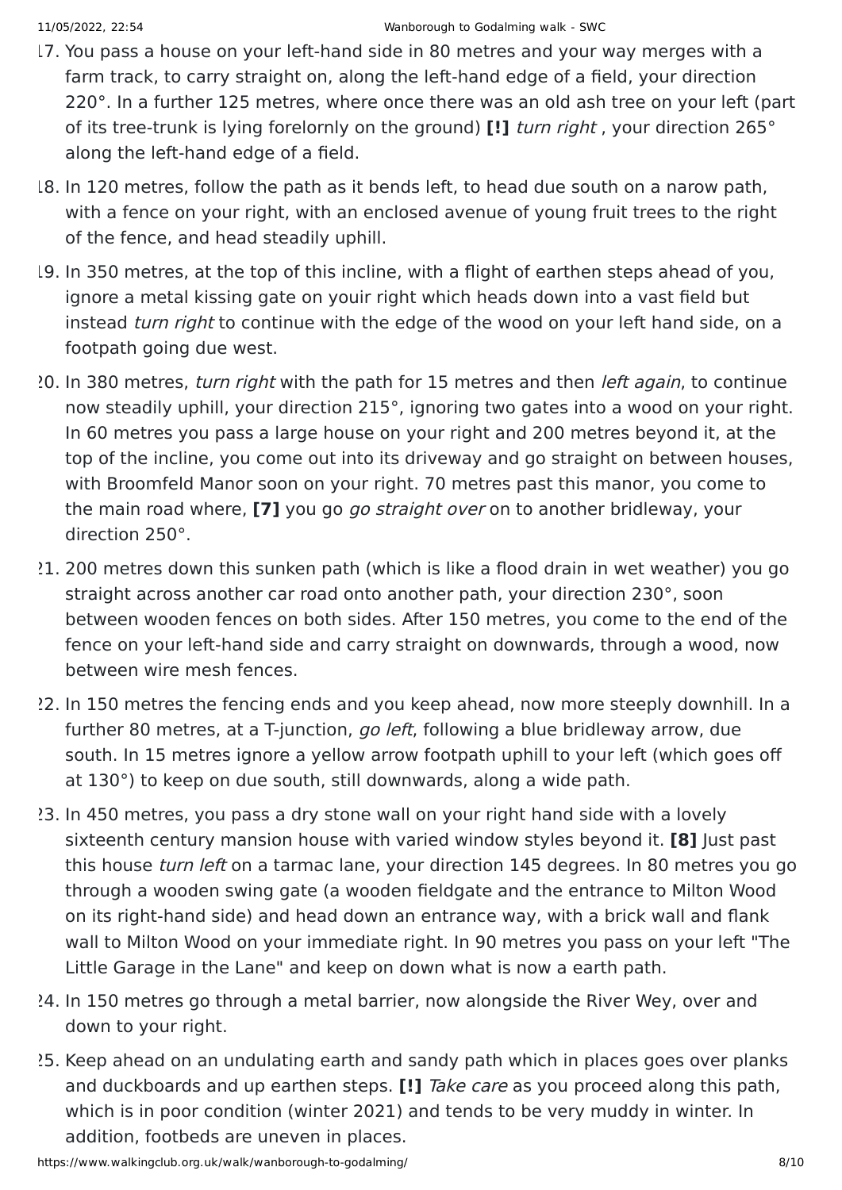17. You pass a house on your left-hand side in 80 metres and your way merges with a farm track, to carry straight on, along the left-hand edge of a field, your direction 220°. In a further 125 metres, where once there was an old ash tree on your left (part of its tree-trunk is lying forelornly on the ground) **[!]** *turn right* , your direction 265° along the left-hand edge of a field.
18. In 120 metres, follow the path as it bends left, to head due south on a narow path, with a fence on your right, with an enclosed avenue of young fruit trees to the right of the fence, and head steadily uphill.
19. In 350 metres, at the top of this incline, with a flight of earthen steps ahead of you, ignore a metal kissing gate on youir right which heads down into a vast field but instead *turn right* to continue with the edge of the wood on your left hand side, on a footpath going due west.
20. In 380 metres, *turn right* with the path for 15 metres and then *left again*, to continue now steadily uphill, your direction 215°, ignoring two gates into a wood on your right. In 60 metres you pass a large house on your right and 200 metres beyond it, at the top of the incline, you come out into its driveway and go straight on between houses, with Broomfeld Manor soon on your right. 70 metres past this manor, you come to the main road where, **[7]** you go *go straight over* on to another bridleway, your direction 250°.
21. 200 metres down this sunken path (which is like a flood drain in wet weather) you go straight across another car road onto another path, your direction 230°, soon between wooden fences on both sides. After 150 metres, you come to the end of the fence on your left-hand side and carry straight on downwards, through a wood, now between wire mesh fences.
22. In 150 metres the fencing ends and you keep ahead, now more steeply downhill. In a further 80 metres, at a T-junction, *go left*, following a blue bridleway arrow, due south. In 15 metres ignore a yellow arrow footpath uphill to your left (which goes off at 130°) to keep on due south, still downwards, along a wide path.
23. In 450 metres, you pass a dry stone wall on your right hand side with a lovely sixteenth century mansion house with varied window styles beyond it. **[8]** Just past this house *turn left* on a tarmac lane, your direction 145 degrees. In 80 metres you go through a wooden swing gate (a wooden fieldgate and the entrance to Milton Wood on its right-hand side) and head down an entrance way, with a brick wall and flank wall to Milton Wood on your immediate right. In 90 metres you pass on your left "The Little Garage in the Lane" and keep on down what is now a earth path.
24. In 150 metres go through a metal barrier, now alongside the River Wey, over and down to your right.
25. Keep ahead on an undulating earth and sandy path which in places goes over planks and duckboards and up earthen steps. **[!]** *Take care* as you proceed along this path, which is in poor condition (winter 2021) and tends to be very muddy in winter. In addition, footbeds are uneven in places.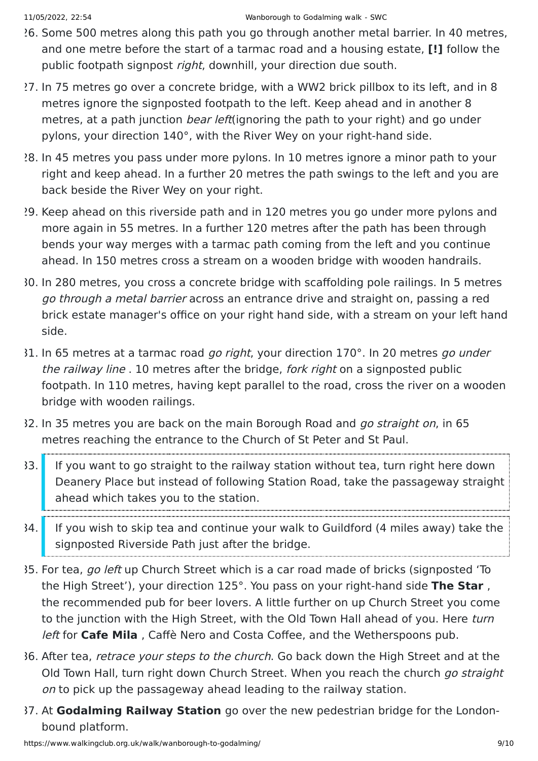26. Some 500 metres along this path you go through another metal barrier. In 40 metres, and one metre before the start of a tarmac road and a housing estate, **[!]** follow the public footpath signpost *right*, downhill, your direction due south.
27. In 75 metres go over a concrete bridge, with a WW2 brick pillbox to its left, and in 8 metres ignore the signposted footpath to the left. Keep ahead and in another 8 metres, at a path junction *bear left*(ignoring the path to your right) and go under pylons, your direction 140°, with the River Wey on your right-hand side.
28. In 45 metres you pass under more pylons. In 10 metres ignore a minor path to your right and keep ahead. In a further 20 metres the path swings to the left and you are back beside the River Wey on your right.
29. Keep ahead on this riverside path and in 120 metres you go under more pylons and more again in 55 metres. In a further 120 metres after the path has been through bends your way merges with a tarmac path coming from the left and you continue ahead. In 150 metres cross a stream on a wooden bridge with wooden handrails.
30. In 280 metres, you cross a concrete bridge with scaffolding pole railings. In 5 metres *go through a metal barrier* across an entrance drive and straight on, passing a red brick estate manager's office on your right hand side, with a stream on your left hand side.
31. In 65 metres at a tarmac road *go right*, your direction 170°. In 20 metres *go under the railway line* . 10 metres after the bridge, *fork right* on a signposted public footpath. In 110 metres, having kept parallel to the road, cross the river on a wooden bridge with wooden railings.
32. In 35 metres you are back on the main Borough Road and *go straight on*, in 65 metres reaching the entrance to the Church of St Peter and St Paul.
33. If you want to go straight to the railway station without tea, turn right here down Deanery Place but instead of following Station Road, take the passageway straight ahead which takes you to the station.
34. If you wish to skip tea and continue your walk to Guildford (4 miles away) take the signposted Riverside Path just after the bridge.
35. For tea, *go left* up Church Street which is a car road made of bricks (signposted 'To the High Street'), your direction 125°. You pass on your right-hand side **The Star** , the recommended pub for beer lovers. A little further on up Church Street you come to the junction with the High Street, with the Old Town Hall ahead of you. Here *turn left* for **Cafe Mila** , Caffè Nero and Costa Coffee, and the Wetherspoons pub.
36. After tea, *retrace your steps to the church*. Go back down the High Street and at the Old Town Hall, turn right down Church Street. When you reach the church *go straight on* to pick up the passageway ahead leading to the railway station.
37. At **Godalming Railway Station** go over the new pedestrian bridge for the London-bound platform.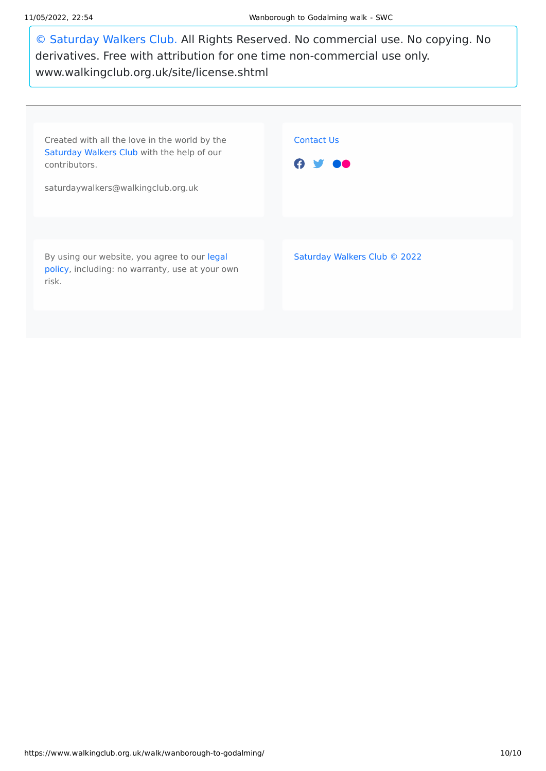© Saturday Walkers Club. All Rights Reserved. No commercial use. No copying. No derivatives. Free with attribution for one time non-commercial use only. www.walkingclub.org.uk/site/license.shtml

Created with all the love in the world by the Saturday Walkers Club with the help of our contributors.

saturdaywalkers@walkingclub.org.uk

Contact Us

By using our website, you agree to our legal policy, including: no warranty, use at your own risk.

Saturday Walkers Club © 2022